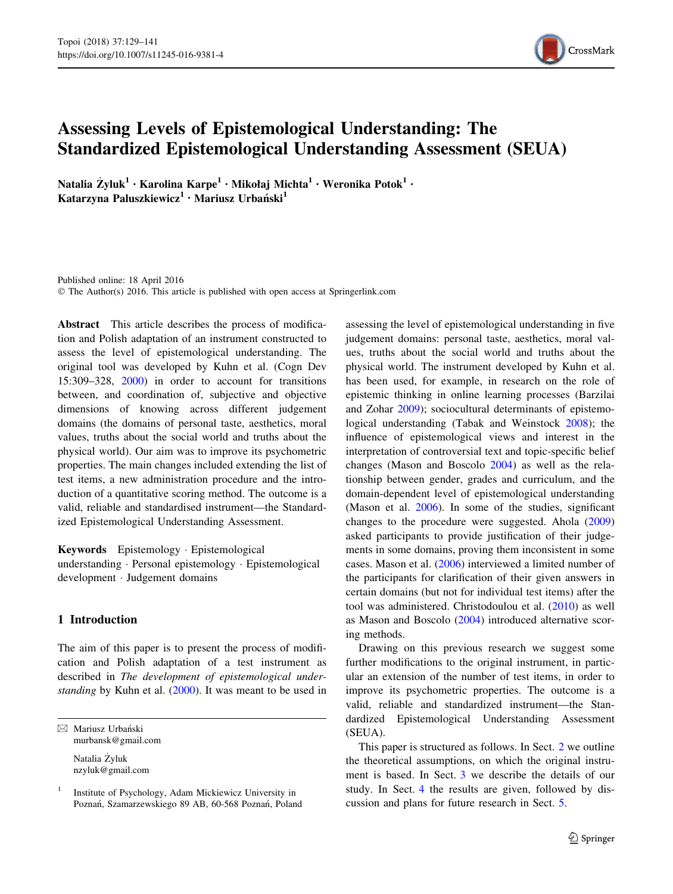# Assessing Levels of Epistemological Understanding: The Standardized Epistemological Understanding Assessment (SEUA)

**Natalia Żyluk[1] · Karolina Karpe[1] · Mikołaj Michta[1] · Weronika Potok[1] · Katarzyna Paluszkiewicz[1] · Mariusz Urbański[1]**

Published online: 18 April 2016
© The Author(s) 2016. This article is published with open access at Springerlink.com

**Abstract** This article describes the process of modification and Polish adaptation of an instrument constructed to assess the level of epistemological understanding. The original tool was developed by Kuhn et al. (Cogn Dev 15:309–328, 2000) in order to account for transitions between, and coordination of, subjective and objective dimensions of knowing across different judgement domains (the domains of personal taste, aesthetics, moral values, truths about the social world and truths about the physical world). Our aim was to improve its psychometric properties. The main changes included extending the list of test items, a new administration procedure and the introduction of a quantitative scoring method. The outcome is a valid, reliable and standardised instrument—the Standardized Epistemological Understanding Assessment.

**Keywords** Epistemology · Epistemological understanding · Personal epistemology · Epistemological development · Judgement domains

## 1 Introduction

The aim of this paper is to present the process of modification and Polish adaptation of a test instrument as described in *The development of epistemological understanding* by Kuhn et al. (2000). It was meant to be used in assessing the level of epistemological understanding in five judgement domains: personal taste, aesthetics, moral values, truths about the social world and truths about the physical world. The instrument developed by Kuhn et al. has been used, for example, in research on the role of epistemic thinking in online learning processes (Barzilai and Zohar 2009); sociocultural determinants of epistemological understanding (Tabak and Weinstock 2008); the influence of epistemological views and interest in the interpretation of controversial text and topic-specific belief changes (Mason and Boscolo 2004) as well as the relationship between gender, grades and curriculum, and the domain-dependent level of epistemological understanding (Mason et al. 2006). In some of the studies, significant changes to the procedure were suggested. Ahola (2009) asked participants to provide justification of their judgements in some domains, proving them inconsistent in some cases. Mason et al. (2006) interviewed a limited number of the participants for clarification of their given answers in certain domains (but not for individual test items) after the tool was administered. Christodoulou et al. (2010) as well as Mason and Boscolo (2004) introduced alternative scoring methods.

Drawing on this previous research we suggest some further modifications to the original instrument, in particular an extension of the number of test items, in order to improve its psychometric properties. The outcome is a valid, reliable and standardized instrument—the Standardized Epistemological Understanding Assessment (SEUA).

This paper is structured as follows. In Sect. 2 we outline the theoretical assumptions, on which the original instrument is based. In Sect. 3 we describe the details of our study. In Sect. 4 the results are given, followed by discussion and plans for future research in Sect. 5.

---

✉ Mariusz Urbański
murbansk@gmail.com

Natalia Żyluk
nzyluk@gmail.com

[1] Institute of Psychology, Adam Mickiewicz University in Poznań, Szamarzewskiego 89 AB, 60-568 Poznań, Poland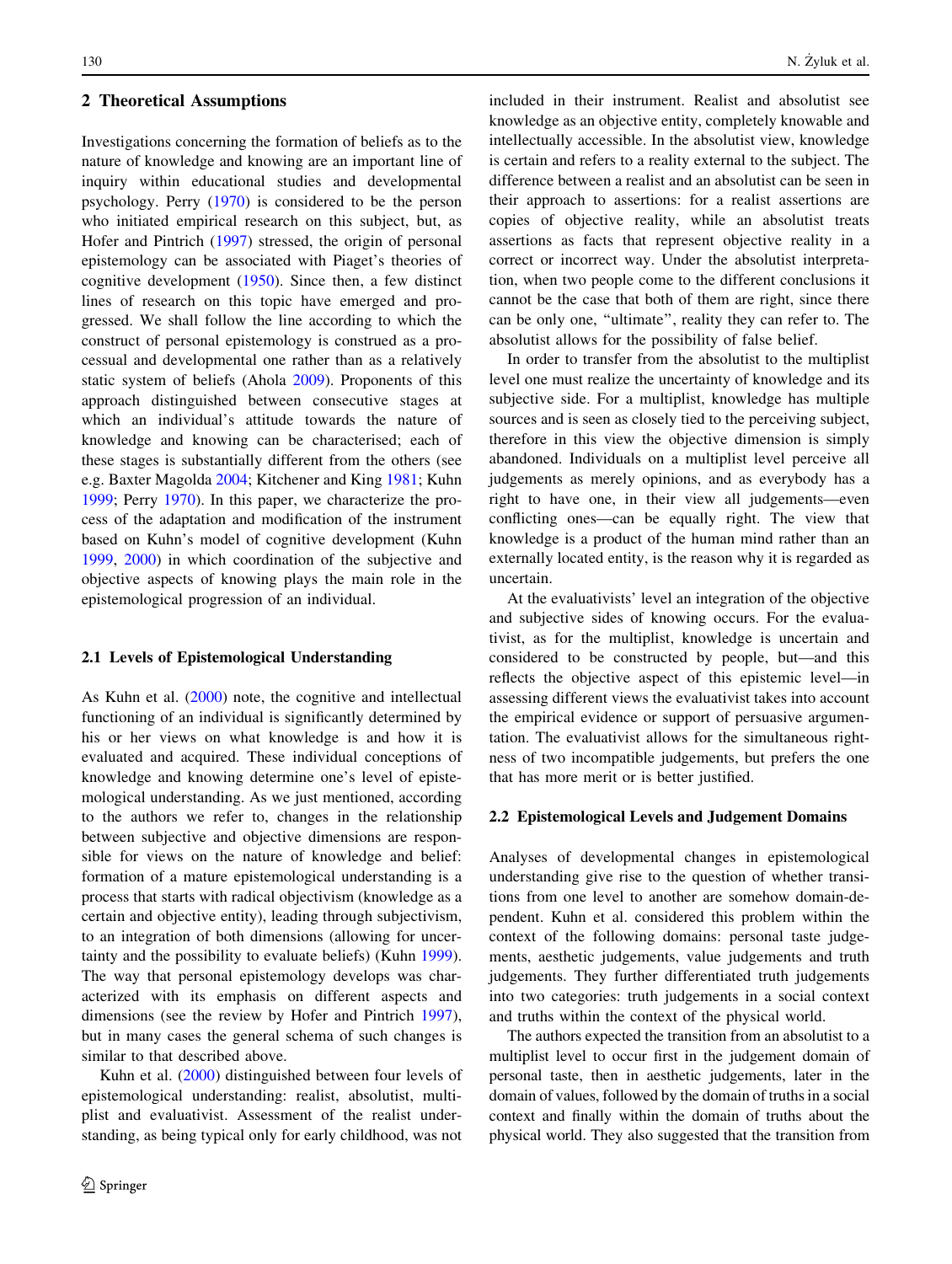## 2 Theoretical Assumptions

Investigations concerning the formation of beliefs as to the nature of knowledge and knowing are an important line of inquiry within educational studies and developmental psychology. Perry (1970) is considered to be the person who initiated empirical research on this subject, but, as Hofer and Pintrich (1997) stressed, the origin of personal epistemology can be associated with Piaget's theories of cognitive development (1950). Since then, a few distinct lines of research on this topic have emerged and progressed. We shall follow the line according to which the construct of personal epistemology is construed as a processual and developmental one rather than as a relatively static system of beliefs (Ahola 2009). Proponents of this approach distinguished between consecutive stages at which an individual's attitude towards the nature of knowledge and knowing can be characterised; each of these stages is substantially different from the others (see e.g. Baxter Magolda 2004; Kitchener and King 1981; Kuhn 1999; Perry 1970). In this paper, we characterize the process of the adaptation and modification of the instrument based on Kuhn's model of cognitive development (Kuhn 1999, 2000) in which coordination of the subjective and objective aspects of knowing plays the main role in the epistemological progression of an individual.

### 2.1 Levels of Epistemological Understanding

As Kuhn et al. (2000) note, the cognitive and intellectual functioning of an individual is significantly determined by his or her views on what knowledge is and how it is evaluated and acquired. These individual conceptions of knowledge and knowing determine one's level of epistemological understanding. As we just mentioned, according to the authors we refer to, changes in the relationship between subjective and objective dimensions are responsible for views on the nature of knowledge and belief: formation of a mature epistemological understanding is a process that starts with radical objectivism (knowledge as a certain and objective entity), leading through subjectivism, to an integration of both dimensions (allowing for uncertainty and the possibility to evaluate beliefs) (Kuhn 1999). The way that personal epistemology develops was characterized with its emphasis on different aspects and dimensions (see the review by Hofer and Pintrich 1997), but in many cases the general schema of such changes is similar to that described above.

Kuhn et al. (2000) distinguished between four levels of epistemological understanding: realist, absolutist, multiplist and evaluativist. Assessment of the realist understanding, as being typical only for early childhood, was not included in their instrument. Realist and absolutist see knowledge as an objective entity, completely knowable and intellectually accessible. In the absolutist view, knowledge is certain and refers to a reality external to the subject. The difference between a realist and an absolutist can be seen in their approach to assertions: for a realist assertions are copies of objective reality, while an absolutist treats assertions as facts that represent objective reality in a correct or incorrect way. Under the absolutist interpretation, when two people come to the different conclusions it cannot be the case that both of them are right, since there can be only one, "ultimate", reality they can refer to. The absolutist allows for the possibility of false belief.

In order to transfer from the absolutist to the multiplist level one must realize the uncertainty of knowledge and its subjective side. For a multiplist, knowledge has multiple sources and is seen as closely tied to the perceiving subject, therefore in this view the objective dimension is simply abandoned. Individuals on a multiplist level perceive all judgements as merely opinions, and as everybody has a right to have one, in their view all judgements—even conflicting ones—can be equally right. The view that knowledge is a product of the human mind rather than an externally located entity, is the reason why it is regarded as uncertain.

At the evaluativists' level an integration of the objective and subjective sides of knowing occurs. For the evaluativist, as for the multiplist, knowledge is uncertain and considered to be constructed by people, but—and this reflects the objective aspect of this epistemic level—in assessing different views the evaluativist takes into account the empirical evidence or support of persuasive argumentation. The evaluativist allows for the simultaneous rightness of two incompatible judgements, but prefers the one that has more merit or is better justified.

### 2.2 Epistemological Levels and Judgement Domains

Analyses of developmental changes in epistemological understanding give rise to the question of whether transitions from one level to another are somehow domain-dependent. Kuhn et al. considered this problem within the context of the following domains: personal taste judgements, aesthetic judgements, value judgements and truth judgements. They further differentiated truth judgements into two categories: truth judgements in a social context and truths within the context of the physical world.

The authors expected the transition from an absolutist to a multiplist level to occur first in the judgement domain of personal taste, then in aesthetic judgements, later in the domain of values, followed by the domain of truths in a social context and finally within the domain of truths about the physical world. They also suggested that the transition from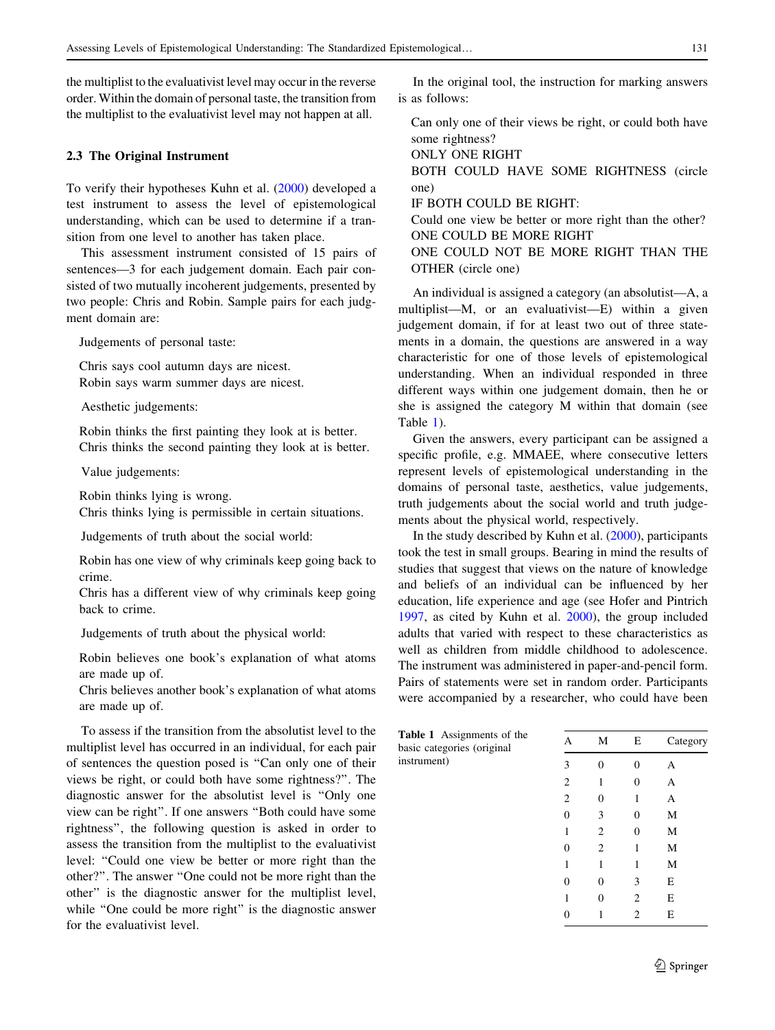the multiplist to the evaluativist level may occur in the reverse order. Within the domain of personal taste, the transition from the multiplist to the evaluativist level may not happen at all.

### 2.3 The Original Instrument

To verify their hypotheses Kuhn et al. (2000) developed a test instrument to assess the level of epistemological understanding, which can be used to determine if a transition from one level to another has taken place.

This assessment instrument consisted of 15 pairs of sentences—3 for each judgement domain. Each pair consisted of two mutually incoherent judgements, presented by two people: Chris and Robin. Sample pairs for each judgment domain are:

Judgements of personal taste:

Chris says cool autumn days are nicest.
Robin says warm summer days are nicest.

Aesthetic judgements:

Robin thinks the first painting they look at is better.
Chris thinks the second painting they look at is better.

Value judgements:

Robin thinks lying is wrong.
Chris thinks lying is permissible in certain situations.

Judgements of truth about the social world:

Robin has one view of why criminals keep going back to crime.
Chris has a different view of why criminals keep going back to crime.

Judgements of truth about the physical world:

Robin believes one book's explanation of what atoms are made up of.
Chris believes another book's explanation of what atoms are made up of.

To assess if the transition from the absolutist level to the multiplist level has occurred in an individual, for each pair of sentences the question posed is "Can only one of their views be right, or could both have some rightness?". The diagnostic answer for the absolutist level is "Only one view can be right". If one answers "Both could have some rightness", the following question is asked in order to assess the transition from the multiplist to the evaluativist level: "Could one view be better or more right than the other?". The answer "One could not be more right than the other" is the diagnostic answer for the multiplist level, while "One could be more right" is the diagnostic answer for the evaluativist level.

In the original tool, the instruction for marking answers is as follows:

Can only one of their views be right, or could both have some rightness?
ONLY ONE RIGHT
BOTH COULD HAVE SOME RIGHTNESS (circle one)
IF BOTH COULD BE RIGHT:
Could one view be better or more right than the other?
ONE COULD BE MORE RIGHT
ONE COULD NOT BE MORE RIGHT THAN THE OTHER (circle one)

An individual is assigned a category (an absolutist—A, a multiplist—M, or an evaluativist—E) within a given judgement domain, if for at least two out of three statements in a domain, the questions are answered in a way characteristic for one of those levels of epistemological understanding. When an individual responded in three different ways within one judgement domain, then he or she is assigned the category M within that domain (see Table 1).

Given the answers, every participant can be assigned a specific profile, e.g. MMAEE, where consecutive letters represent levels of epistemological understanding in the domains of personal taste, aesthetics, value judgements, truth judgements about the social world and truth judgements about the physical world, respectively.

In the study described by Kuhn et al. (2000), participants took the test in small groups. Bearing in mind the results of studies that suggest that views on the nature of knowledge and beliefs of an individual can be influenced by her education, life experience and age (see Hofer and Pintrich 1997, as cited by Kuhn et al. 2000), the group included adults that varied with respect to these characteristics as well as children from middle childhood to adolescence. The instrument was administered in paper-and-pencil form. Pairs of statements were set in random order. Participants were accompanied by a researcher, who could have been

**Table 1** Assignments of the basic categories (original instrument)

| A | M | E | Category |
|---|---|---|---|
| 3 | 0 | 0 | A |
| 2 | 1 | 0 | A |
| 2 | 0 | 1 | A |
| 0 | 3 | 0 | M |
| 1 | 2 | 0 | M |
| 0 | 2 | 1 | M |
| 1 | 1 | 1 | M |
| 0 | 0 | 3 | E |
| 1 | 0 | 2 | E |
| 0 | 1 | 2 | E |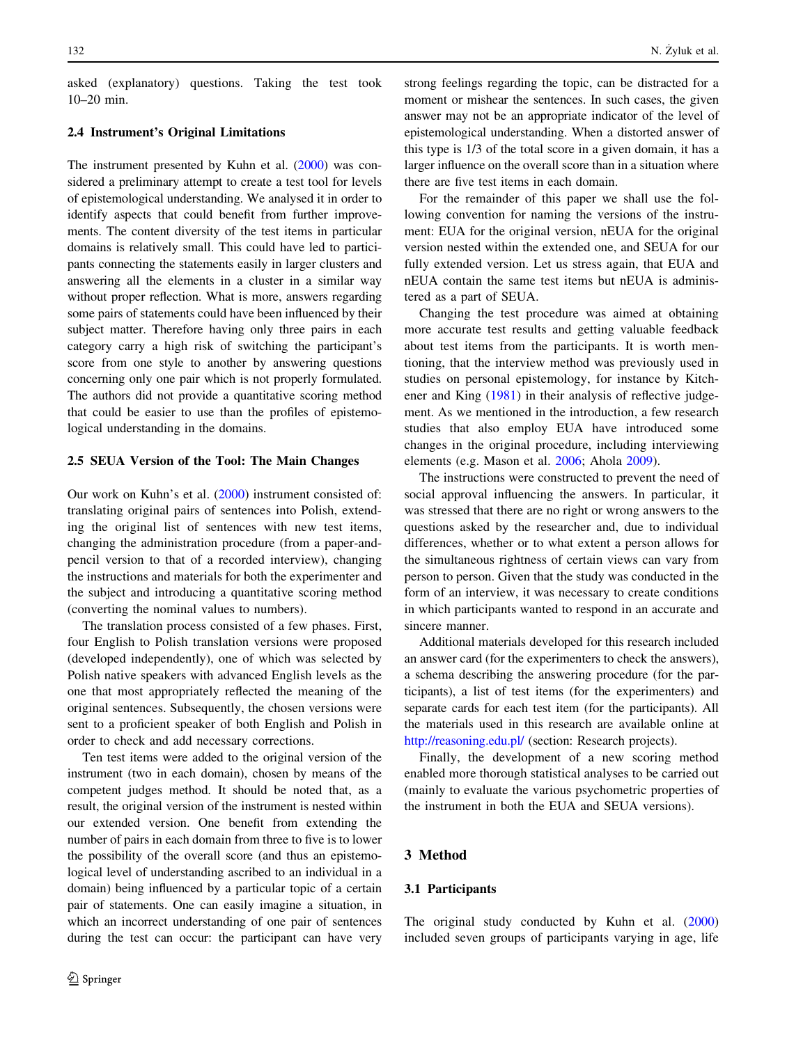asked (explanatory) questions. Taking the test took 10–20 min.

### 2.4 Instrument's Original Limitations

The instrument presented by Kuhn et al. (2000) was considered a preliminary attempt to create a test tool for levels of epistemological understanding. We analysed it in order to identify aspects that could benefit from further improvements. The content diversity of the test items in particular domains is relatively small. This could have led to participants connecting the statements easily in larger clusters and answering all the elements in a cluster in a similar way without proper reflection. What is more, answers regarding some pairs of statements could have been influenced by their subject matter. Therefore having only three pairs in each category carry a high risk of switching the participant's score from one style to another by answering questions concerning only one pair which is not properly formulated. The authors did not provide a quantitative scoring method that could be easier to use than the profiles of epistemological understanding in the domains.

### 2.5 SEUA Version of the Tool: The Main Changes

Our work on Kuhn's et al. (2000) instrument consisted of: translating original pairs of sentences into Polish, extending the original list of sentences with new test items, changing the administration procedure (from a paper-and-pencil version to that of a recorded interview), changing the instructions and materials for both the experimenter and the subject and introducing a quantitative scoring method (converting the nominal values to numbers).

The translation process consisted of a few phases. First, four English to Polish translation versions were proposed (developed independently), one of which was selected by Polish native speakers with advanced English levels as the one that most appropriately reflected the meaning of the original sentences. Subsequently, the chosen versions were sent to a proficient speaker of both English and Polish in order to check and add necessary corrections.

Ten test items were added to the original version of the instrument (two in each domain), chosen by means of the competent judges method. It should be noted that, as a result, the original version of the instrument is nested within our extended version. One benefit from extending the number of pairs in each domain from three to five is to lower the possibility of the overall score (and thus an epistemological level of understanding ascribed to an individual in a domain) being influenced by a particular topic of a certain pair of statements. One can easily imagine a situation, in which an incorrect understanding of one pair of sentences during the test can occur: the participant can have very strong feelings regarding the topic, can be distracted for a moment or mishear the sentences. In such cases, the given answer may not be an appropriate indicator of the level of epistemological understanding. When a distorted answer of this type is 1/3 of the total score in a given domain, it has a larger influence on the overall score than in a situation where there are five test items in each domain.

For the remainder of this paper we shall use the following convention for naming the versions of the instrument: EUA for the original version, nEUA for the original version nested within the extended one, and SEUA for our fully extended version. Let us stress again, that EUA and nEUA contain the same test items but nEUA is administered as a part of SEUA.

Changing the test procedure was aimed at obtaining more accurate test results and getting valuable feedback about test items from the participants. It is worth mentioning, that the interview method was previously used in studies on personal epistemology, for instance by Kitchener and King (1981) in their analysis of reflective judgement. As we mentioned in the introduction, a few research studies that also employ EUA have introduced some changes in the original procedure, including interviewing elements (e.g. Mason et al. 2006; Ahola 2009).

The instructions were constructed to prevent the need of social approval influencing the answers. In particular, it was stressed that there are no right or wrong answers to the questions asked by the researcher and, due to individual differences, whether or to what extent a person allows for the simultaneous rightness of certain views can vary from person to person. Given that the study was conducted in the form of an interview, it was necessary to create conditions in which participants wanted to respond in an accurate and sincere manner.

Additional materials developed for this research included an answer card (for the experimenters to check the answers), a schema describing the answering procedure (for the participants), a list of test items (for the experimenters) and separate cards for each test item (for the participants). All the materials used in this research are available online at http://reasoning.edu.pl/ (section: Research projects).

Finally, the development of a new scoring method enabled more thorough statistical analyses to be carried out (mainly to evaluate the various psychometric properties of the instrument in both the EUA and SEUA versions).

## 3 Method

### 3.1 Participants

The original study conducted by Kuhn et al. (2000) included seven groups of participants varying in age, life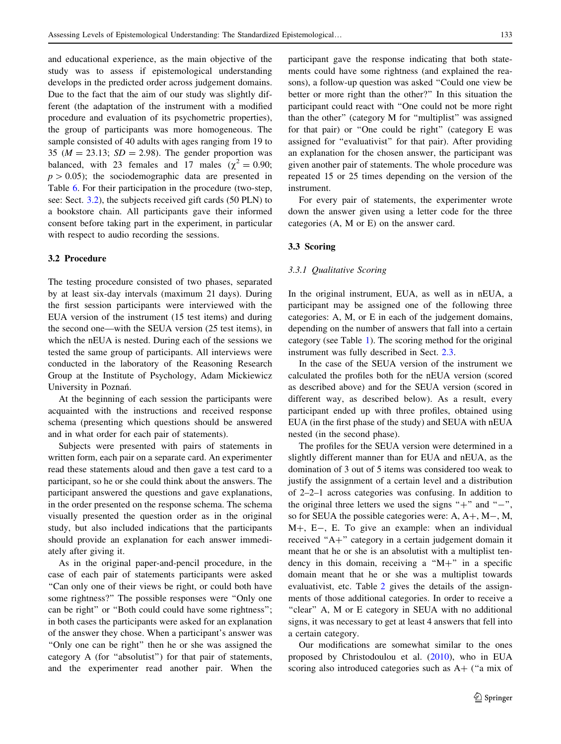and educational experience, as the main objective of the study was to assess if epistemological understanding develops in the predicted order across judgement domains. Due to the fact that the aim of our study was slightly different (the adaptation of the instrument with a modified procedure and evaluation of its psychometric properties), the group of participants was more homogeneous. The sample consisted of 40 adults with ages ranging from 19 to 35 ($M = 23.13$; $SD = 2.98$). The gender proportion was balanced, with 23 females and 17 males ($\chi^2 = 0.90$; $p > 0.05$); the sociodemographic data are presented in Table 6. For their participation in the procedure (two-step, see: Sect. 3.2), the subjects received gift cards (50 PLN) to a bookstore chain. All participants gave their informed consent before taking part in the experiment, in particular with respect to audio recording the sessions.

### 3.2 Procedure

The testing procedure consisted of two phases, separated by at least six-day intervals (maximum 21 days). During the first session participants were interviewed with the EUA version of the instrument (15 test items) and during the second one—with the SEUA version (25 test items), in which the nEUA is nested. During each of the sessions we tested the same group of participants. All interviews were conducted in the laboratory of the Reasoning Research Group at the Institute of Psychology, Adam Mickiewicz University in Poznań.

At the beginning of each session the participants were acquainted with the instructions and received response schema (presenting which questions should be answered and in what order for each pair of statements).

Subjects were presented with pairs of statements in written form, each pair on a separate card. An experimenter read these statements aloud and then gave a test card to a participant, so he or she could think about the answers. The participant answered the questions and gave explanations, in the order presented on the response schema. The schema visually presented the question order as in the original study, but also included indications that the participants should provide an explanation for each answer immediately after giving it.

As in the original paper-and-pencil procedure, in the case of each pair of statements participants were asked "Can only one of their views be right, or could both have some rightness?" The possible responses were "Only one can be right" or "Both could could have some rightness"; in both cases the participants were asked for an explanation of the answer they chose. When a participant's answer was "Only one can be right" then he or she was assigned the category A (for "absolutist") for that pair of statements, and the experimenter read another pair. When the participant gave the response indicating that both statements could have some rightness (and explained the reasons), a follow-up question was asked "Could one view be better or more right than the other?" In this situation the participant could react with "One could not be more right than the other" (category M for "multiplist" was assigned for that pair) or "One could be right" (category E was assigned for "evaluativist" for that pair). After providing an explanation for the chosen answer, the participant was given another pair of statements. The whole procedure was repeated 15 or 25 times depending on the version of the instrument.

For every pair of statements, the experimenter wrote down the answer given using a letter code for the three categories (A, M or E) on the answer card.

### 3.3 Scoring

#### 3.3.1 *Qualitative Scoring*

In the original instrument, EUA, as well as in nEUA, a participant may be assigned one of the following three categories: A, M, or E in each of the judgement domains, depending on the number of answers that fall into a certain category (see Table 1). The scoring method for the original instrument was fully described in Sect. 2.3.

In the case of the SEUA version of the instrument we calculated the profiles both for the nEUA version (scored as described above) and for the SEUA version (scored in different way, as described below). As a result, every participant ended up with three profiles, obtained using EUA (in the first phase of the study) and SEUA with nEUA nested (in the second phase).

The profiles for the SEUA version were determined in a slightly different manner than for EUA and nEUA, as the domination of 3 out of 5 items was considered too weak to justify the assignment of a certain level and a distribution of 2–2–1 across categories was confusing. In addition to the original three letters we used the signs "+" and "−", so for SEUA the possible categories were: A, A+, M−, M, M+, E−, E. To give an example: when an individual received "A+" category in a certain judgement domain it meant that he or she is an absolutist with a multiplist tendency in this domain, receiving a "M+" in a specific domain meant that he or she was a multiplist towards evaluativist, etc. Table 2 gives the details of the assignments of those additional categories. In order to receive a "clear" A, M or E category in SEUA with no additional signs, it was necessary to get at least 4 answers that fell into a certain category.

Our modifications are somewhat similar to the ones proposed by Christodoulou et al. (2010), who in EUA scoring also introduced categories such as A+ ("a mix of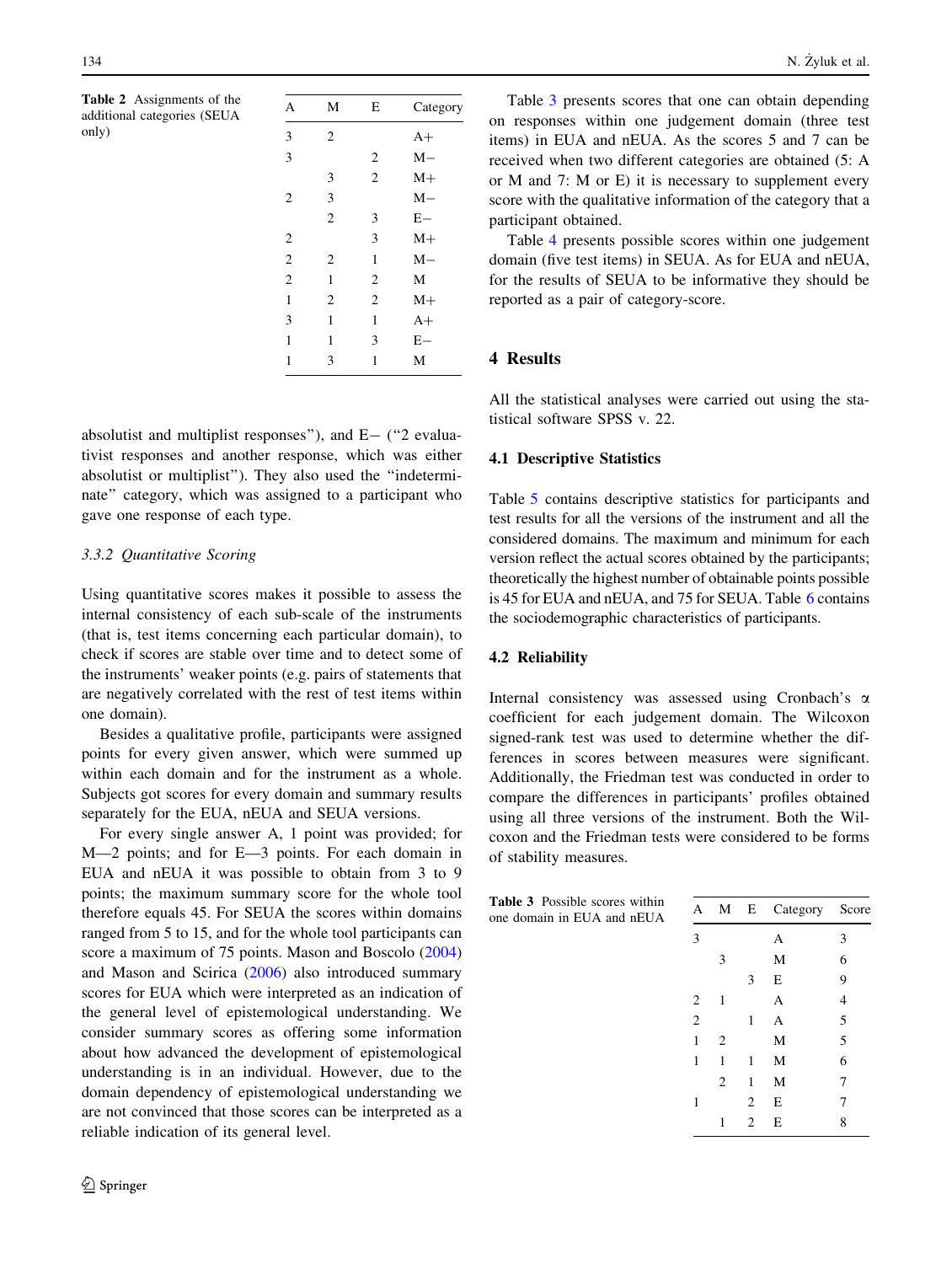Table 2 Assignments of the additional categories (SEUA only)

| A | M | E | Category |
|---|---|---|---|
| 3 | 2 | | A+ |
| 3 | | 2 | M− |
| | 3 | 2 | M+ |
| 2 | 3 | | M− |
| | 2 | 3 | E− |
| 2 | | 3 | M+ |
| 2 | 2 | 1 | M− |
| 2 | 1 | 2 | M |
| 1 | 2 | 2 | M+ |
| 3 | 1 | 1 | A+ |
| 1 | 1 | 3 | E− |
| 1 | 3 | 1 | M |

absolutist and multiplist responses"), and E− ("2 evaluativist responses and another response, which was either absolutist or multiplist"). They also used the "indeterminate" category, which was assigned to a participant who gave one response of each type.

### 3.3.2 Quantitative Scoring

Using quantitative scores makes it possible to assess the internal consistency of each sub-scale of the instruments (that is, test items concerning each particular domain), to check if scores are stable over time and to detect some of the instruments' weaker points (e.g. pairs of statements that are negatively correlated with the rest of test items within one domain).

Besides a qualitative profile, participants were assigned points for every given answer, which were summed up within each domain and for the instrument as a whole. Subjects got scores for every domain and summary results separately for the EUA, nEUA and SEUA versions.

For every single answer A, 1 point was provided; for M—2 points; and for E—3 points. For each domain in EUA and nEUA it was possible to obtain from 3 to 9 points; the maximum summary score for the whole tool therefore equals 45. For SEUA the scores within domains ranged from 5 to 15, and for the whole tool participants can score a maximum of 75 points. Mason and Boscolo (2004) and Mason and Scirica (2006) also introduced summary scores for EUA which were interpreted as an indication of the general level of epistemological understanding. We consider summary scores as offering some information about how advanced the development of epistemological understanding is in an individual. However, due to the domain dependency of epistemological understanding we are not convinced that those scores can be interpreted as a reliable indication of its general level.

Table 3 presents scores that one can obtain depending on responses within one judgement domain (three test items) in EUA and nEUA. As the scores 5 and 7 can be received when two different categories are obtained (5: A or M and 7: M or E) it is necessary to supplement every score with the qualitative information of the category that a participant obtained.

Table 4 presents possible scores within one judgement domain (five test items) in SEUA. As for EUA and nEUA, for the results of SEUA to be informative they should be reported as a pair of category-score.

## 4 Results

All the statistical analyses were carried out using the statistical software SPSS v. 22.

### 4.1 Descriptive Statistics

Table 5 contains descriptive statistics for participants and test results for all the versions of the instrument and all the considered domains. The maximum and minimum for each version reflect the actual scores obtained by the participants; theoretically the highest number of obtainable points possible is 45 for EUA and nEUA, and 75 for SEUA. Table 6 contains the sociodemographic characteristics of participants.

### 4.2 Reliability

Internal consistency was assessed using Cronbach's α coefficient for each judgement domain. The Wilcoxon signed-rank test was used to determine whether the differences in scores between measures were significant. Additionally, the Friedman test was conducted in order to compare the differences in participants' profiles obtained using all three versions of the instrument. Both the Wilcoxon and the Friedman tests were considered to be forms of stability measures.

Table 3 Possible scores within one domain in EUA and nEUA

| A | M | E | Category | Score |
|---|---|---|---|---|
| 3 | | | A | 3 |
| | 3 | | M | 6 |
| | | 3 | E | 9 |
| 2 | 1 | | A | 4 |
| 2 | | 1 | A | 5 |
| 1 | 2 | | M | 5 |
| 1 | 1 | 1 | M | 6 |
| | 2 | 1 | M | 7 |
| 1 | | 2 | E | 7 |
| | 1 | 2 | E | 8 |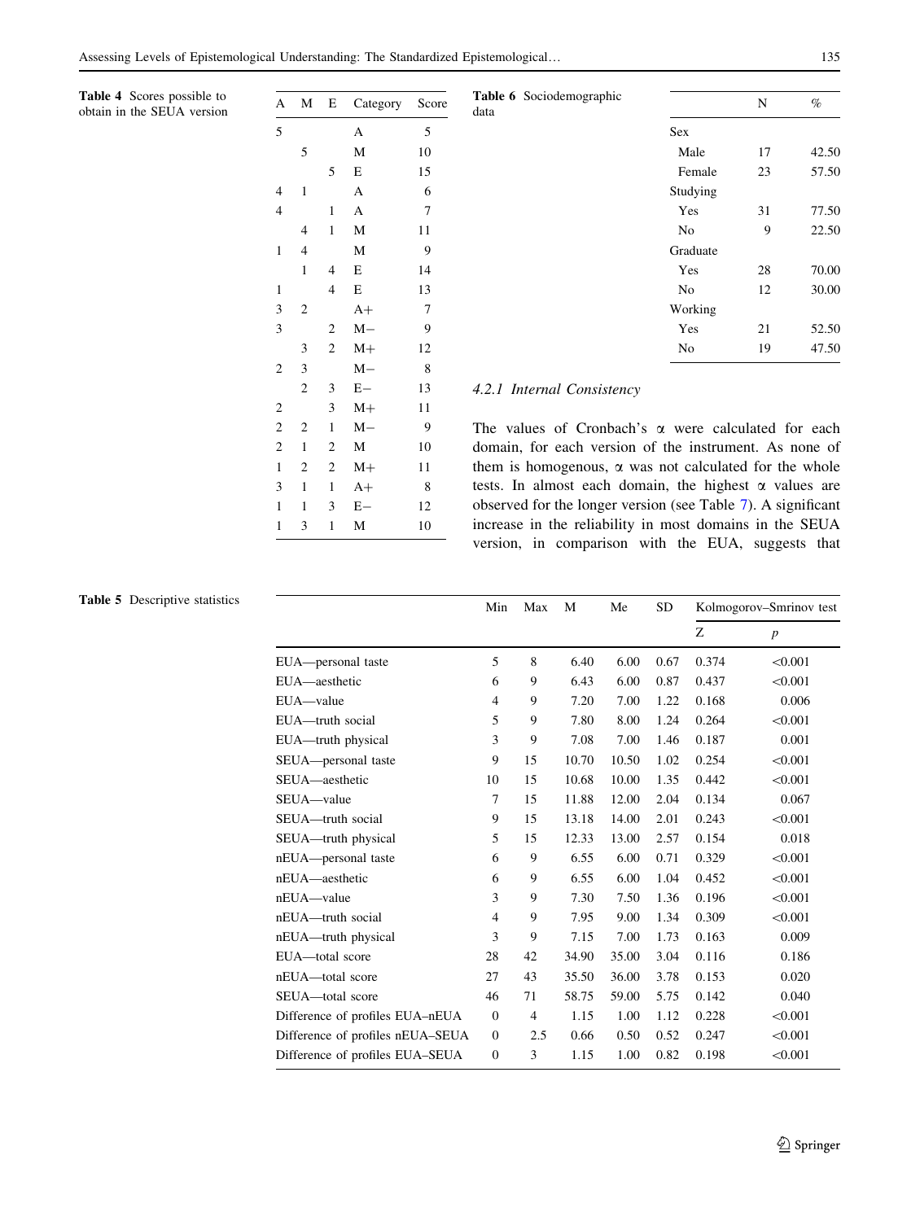**Table 4** Scores possible to obtain in the SEUA version

| A | M | E | Category | Score |
|---|---|---|---|---|
| 5 | | | A | 5 |
| | 5 | | M | 10 |
| | | 5 | E | 15 |
| 4 | 1 | | A | 6 |
| 4 | | 1 | A | 7 |
| | 4 | 1 | M | 11 |
| 1 | 4 | | M | 9 |
| | 1 | 4 | E | 14 |
| 1 | | 4 | E | 13 |
| 3 | 2 | | A+ | 7 |
| 3 | | 2 | M− | 9 |
| | 3 | 2 | M+ | 12 |
| 2 | 3 | | M− | 8 |
| | 2 | 3 | E− | 13 |
| 2 | | 3 | M+ | 11 |
| 2 | 2 | 1 | M− | 9 |
| 2 | 1 | 2 | M | 10 |
| 1 | 2 | 2 | M+ | 11 |
| 3 | 1 | 1 | A+ | 8 |
| 1 | 1 | 3 | E− | 12 |
| 1 | 3 | 1 | M | 10 |

**Table 6** Sociodemographic data

| | N | % |
|---|---|---|
| Sex | | |
| Male | 17 | 42.50 |
| Female | 23 | 57.50 |
| Studying | | |
| Yes | 31 | 77.50 |
| No | 9 | 22.50 |
| Graduate | | |
| Yes | 28 | 70.00 |
| No | 12 | 30.00 |
| Working | | |
| Yes | 21 | 52.50 |
| No | 19 | 47.50 |

#### 4.2.1 Internal Consistency

The values of Cronbach's α were calculated for each domain, for each version of the instrument. As none of them is homogenous, α was not calculated for the whole tests. In almost each domain, the highest α values are observed for the longer version (see Table 7). A significant increase in the reliability in most domains in the SEUA version, in comparison with the EUA, suggests that

**Table 5** Descriptive statistics

| | Min | Max | M | Me | SD | Kolmogorov–Smrinov test | |
|---|---|---|---|---|---|---|---|
| | | | | | | Z | *p* |
| EUA—personal taste | 5 | 8 | 6.40 | 6.00 | 0.67 | 0.374 | <0.001 |
| EUA—aesthetic | 6 | 9 | 6.43 | 6.00 | 0.87 | 0.437 | <0.001 |
| EUA—value | 4 | 9 | 7.20 | 7.00 | 1.22 | 0.168 | 0.006 |
| EUA—truth social | 5 | 9 | 7.80 | 8.00 | 1.24 | 0.264 | <0.001 |
| EUA—truth physical | 3 | 9 | 7.08 | 7.00 | 1.46 | 0.187 | 0.001 |
| SEUA—personal taste | 9 | 15 | 10.70 | 10.50 | 1.02 | 0.254 | <0.001 |
| SEUA—aesthetic | 10 | 15 | 10.68 | 10.00 | 1.35 | 0.442 | <0.001 |
| SEUA—value | 7 | 15 | 11.88 | 12.00 | 2.04 | 0.134 | 0.067 |
| SEUA—truth social | 9 | 15 | 13.18 | 14.00 | 2.01 | 0.243 | <0.001 |
| SEUA—truth physical | 5 | 15 | 12.33 | 13.00 | 2.57 | 0.154 | 0.018 |
| nEUA—personal taste | 6 | 9 | 6.55 | 6.00 | 0.71 | 0.329 | <0.001 |
| nEUA—aesthetic | 6 | 9 | 6.55 | 6.00 | 1.04 | 0.452 | <0.001 |
| nEUA—value | 3 | 9 | 7.30 | 7.50 | 1.36 | 0.196 | <0.001 |
| nEUA—truth social | 4 | 9 | 7.95 | 9.00 | 1.34 | 0.309 | <0.001 |
| nEUA—truth physical | 3 | 9 | 7.15 | 7.00 | 1.73 | 0.163 | 0.009 |
| EUA—total score | 28 | 42 | 34.90 | 35.00 | 3.04 | 0.116 | 0.186 |
| nEUA—total score | 27 | 43 | 35.50 | 36.00 | 3.78 | 0.153 | 0.020 |
| SEUA—total score | 46 | 71 | 58.75 | 59.00 | 5.75 | 0.142 | 0.040 |
| Difference of profiles EUA–nEUA | 0 | 4 | 1.15 | 1.00 | 1.12 | 0.228 | <0.001 |
| Difference of profiles nEUA–SEUA | 0 | 2.5 | 0.66 | 0.50 | 0.52 | 0.247 | <0.001 |
| Difference of profiles EUA–SEUA | 0 | 3 | 1.15 | 1.00 | 0.82 | 0.198 | <0.001 |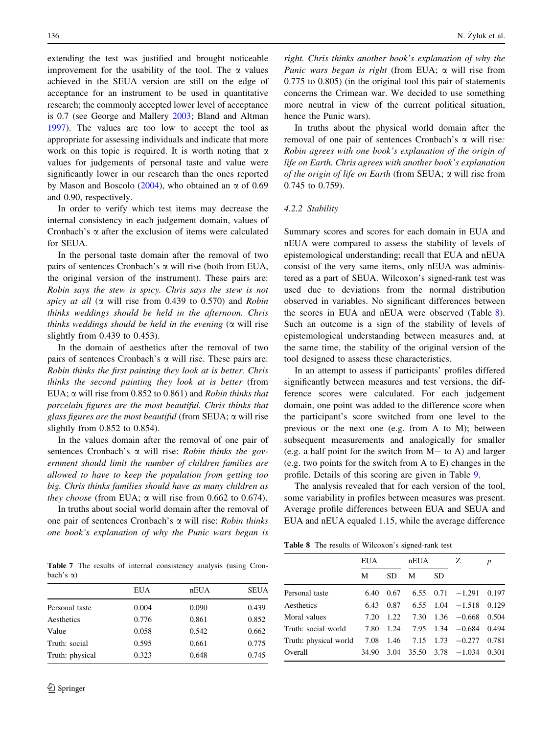extending the test was justified and brought noticeable improvement for the usability of the tool. The α values achieved in the SEUA version are still on the edge of acceptance for an instrument to be used in quantitative research; the commonly accepted lower level of acceptance is 0.7 (see George and Mallery 2003; Bland and Altman 1997). The values are too low to accept the tool as appropriate for assessing individuals and indicate that more work on this topic is required. It is worth noting that α values for judgements of personal taste and value were significantly lower in our research than the ones reported by Mason and Boscolo (2004), who obtained an α of 0.69 and 0.90, respectively.

In order to verify which test items may decrease the internal consistency in each judgement domain, values of Cronbach's α after the exclusion of items were calculated for SEUA.

In the personal taste domain after the removal of two pairs of sentences Cronbach's α will rise (both from EUA, the original version of the instrument). These pairs are: *Robin says the stew is spicy. Chris says the stew is not spicy at all* (α will rise from 0.439 to 0.570) and *Robin thinks weddings should be held in the afternoon. Chris thinks weddings should be held in the evening* (α will rise slightly from 0.439 to 0.453).

In the domain of aesthetics after the removal of two pairs of sentences Cronbach's α will rise. These pairs are: *Robin thinks the first painting they look at is better. Chris thinks the second painting they look at is better* (from EUA; α will rise from 0.852 to 0.861) and *Robin thinks that porcelain figures are the most beautiful. Chris thinks that glass figures are the most beautiful* (from SEUA; α will rise slightly from 0.852 to 0.854).

In the values domain after the removal of one pair of sentences Cronbach's α will rise: *Robin thinks the government should limit the number of children families are allowed to have to keep the population from getting too big. Chris thinks families should have as many children as they choose* (from EUA; α will rise from 0.662 to 0.674).

In truths about social world domain after the removal of one pair of sentences Cronbach's α will rise: *Robin thinks one book's explanation of why the Punic wars began is right. Chris thinks another book's explanation of why the Punic wars began is right* (from EUA; α will rise from 0.775 to 0.805) (in the original tool this pair of statements concerns the Crimean war. We decided to use something more neutral in view of the current political situation, hence the Punic wars).

In truths about the physical world domain after the removal of one pair of sentences Cronbach's α will rise*: Robin agrees with one book's explanation of the origin of life on Earth. Chris agrees with another book's explanation of the origin of life on Earth* (from SEUA; α will rise from 0.745 to 0.759).

**Table 7** The results of internal consistency analysis (using Cronbach's α)

| | EUA | nEUA | SEUA |
|---|---|---|---|
| Personal taste | 0.004 | 0.090 | 0.439 |
| Aesthetics | 0.776 | 0.861 | 0.852 |
| Value | 0.058 | 0.542 | 0.662 |
| Truth: social | 0.595 | 0.661 | 0.775 |
| Truth: physical | 0.323 | 0.648 | 0.745 |

#### 4.2.2 Stability

Summary scores and scores for each domain in EUA and nEUA were compared to assess the stability of levels of epistemological understanding; recall that EUA and nEUA consist of the very same items, only nEUA was administered as a part of SEUA. Wilcoxon's signed-rank test was used due to deviations from the normal distribution observed in variables. No significant differences between the scores in EUA and nEUA were observed (Table 8). Such an outcome is a sign of the stability of levels of epistemological understanding between measures and, at the same time, the stability of the original version of the tool designed to assess these characteristics.

In an attempt to assess if participants' profiles differed significantly between measures and test versions, the difference scores were calculated. For each judgement domain, one point was added to the difference score when the participant's score switched from one level to the previous or the next one (e.g. from A to M); between subsequent measurements and analogically for smaller (e.g. a half point for the switch from M− to A) and larger (e.g. two points for the switch from A to E) changes in the profile. Details of this scoring are given in Table 9.

The analysis revealed that for each version of the tool, some variability in profiles between measures was present. Average profile differences between EUA and SEUA and EUA and nEUA equalled 1.15, while the average difference

**Table 8** The results of Wilcoxon's signed-rank test

| | EUA | | nEUA | | Z | p |
|---|---|---|---|---|---|---|
| | M | SD | M | SD | | |
| Personal taste | 6.40 | 0.67 | 6.55 | 0.71 | −1.291 | 0.197 |
| Aesthetics | 6.43 | 0.87 | 6.55 | 1.04 | −1.518 | 0.129 |
| Moral values | 7.20 | 1.22 | 7.30 | 1.36 | −0.668 | 0.504 |
| Truth: social world | 7.80 | 1.24 | 7.95 | 1.34 | −0.684 | 0.494 |
| Truth: physical world | 7.08 | 1.46 | 7.15 | 1.73 | −0.277 | 0.781 |
| Overall | 34.90 | 3.04 | 35.50 | 3.78 | −1.034 | 0.301 |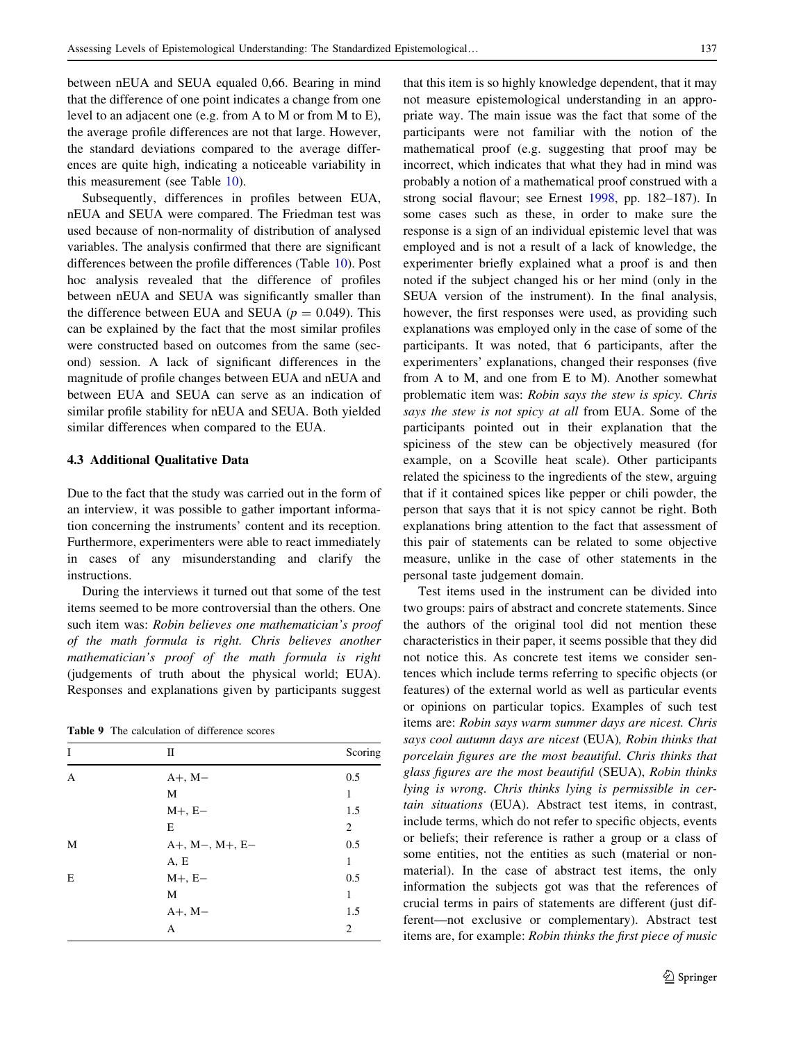between nEUA and SEUA equaled 0,66. Bearing in mind that the difference of one point indicates a change from one level to an adjacent one (e.g. from A to M or from M to E), the average profile differences are not that large. However, the standard deviations compared to the average differences are quite high, indicating a noticeable variability in this measurement (see Table 10).

Subsequently, differences in profiles between EUA, nEUA and SEUA were compared. The Friedman test was used because of non-normality of distribution of analysed variables. The analysis confirmed that there are significant differences between the profile differences (Table 10). Post hoc analysis revealed that the difference of profiles between nEUA and SEUA was significantly smaller than the difference between EUA and SEUA ($p = 0.049$). This can be explained by the fact that the most similar profiles were constructed based on outcomes from the same (second) session. A lack of significant differences in the magnitude of profile changes between EUA and nEUA and between EUA and SEUA can serve as an indication of similar profile stability for nEUA and SEUA. Both yielded similar differences when compared to the EUA.

### 4.3 Additional Qualitative Data

Due to the fact that the study was carried out in the form of an interview, it was possible to gather important information concerning the instruments' content and its reception. Furthermore, experimenters were able to react immediately in cases of any misunderstanding and clarify the instructions.

During the interviews it turned out that some of the test items seemed to be more controversial than the others. One such item was: *Robin believes one mathematician's proof of the math formula is right. Chris believes another mathematician's proof of the math formula is right* (judgements of truth about the physical world; EUA). Responses and explanations given by participants suggest that this item is so highly knowledge dependent, that it may not measure epistemological understanding in an appropriate way. The main issue was the fact that some of the participants were not familiar with the notion of the mathematical proof (e.g. suggesting that proof may be incorrect, which indicates that what they had in mind was probably a notion of a mathematical proof construed with a strong social flavour; see Ernest 1998, pp. 182–187). In some cases such as these, in order to make sure the response is a sign of an individual epistemic level that was employed and is not a result of a lack of knowledge, the experimenter briefly explained what a proof is and then noted if the subject changed his or her mind (only in the SEUA version of the instrument). In the final analysis, however, the first responses were used, as providing such explanations was employed only in the case of some of the participants. It was noted, that 6 participants, after the experimenters' explanations, changed their responses (five from A to M, and one from E to M). Another somewhat problematic item was: *Robin says the stew is spicy. Chris says the stew is not spicy at all* from EUA. Some of the participants pointed out in their explanation that the spiciness of the stew can be objectively measured (for example, on a Scoville heat scale). Other participants related the spiciness to the ingredients of the stew, arguing that if it contained spices like pepper or chili powder, the person that says that it is not spicy cannot be right. Both explanations bring attention to the fact that assessment of this pair of statements can be related to some objective measure, unlike in the case of other statements in the personal taste judgement domain.

Test items used in the instrument can be divided into two groups: pairs of abstract and concrete statements. Since the authors of the original tool did not mention these characteristics in their paper, it seems possible that they did not notice this. As concrete test items we consider sentences which include terms referring to specific objects (or features) of the external world as well as particular events or opinions on particular topics. Examples of such test items are: *Robin says warm summer days are nicest. Chris says cool autumn days are nicest* (EUA)*, Robin thinks that porcelain figures are the most beautiful. Chris thinks that glass figures are the most beautiful* (SEUA), *Robin thinks lying is wrong. Chris thinks lying is permissible in certain situations* (EUA). Abstract test items, in contrast, include terms, which do not refer to specific objects, events or beliefs; their reference is rather a group or a class of some entities, not the entities as such (material or nonmaterial). In the case of abstract test items, the only information the subjects got was that the references of crucial terms in pairs of statements are different (just different—not exclusive or complementary). Abstract test items are, for example: *Robin thinks the first piece of music*

**Table 9** The calculation of difference scores

| I | II | Scoring |
|---|---|---|
| A | A+, M− | 0.5 |
| | M | 1 |
| | M+, E− | 1.5 |
| | E | 2 |
| M | A+, M−, M+, E− | 0.5 |
| | A, E | 1 |
| E | M+, E− | 0.5 |
| | M | 1 |
| | A+, M− | 1.5 |
| | A | 2 |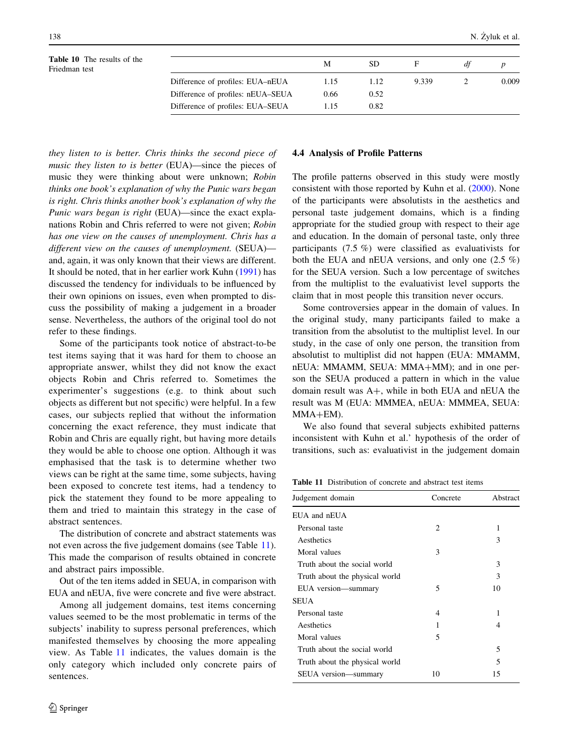**Table 10** The results of the Friedman test

| | M | SD | F | df | p |
|---|---|---|---|---|---|
| Difference of profiles: EUA–nEUA | 1.15 | 1.12 | 9.339 | 2 | 0.009 |
| Difference of profiles: nEUA–SEUA | 0.66 | 0.52 | | | |
| Difference of profiles: EUA–SEUA | 1.15 | 0.82 | | | |

*they listen to is better. Chris thinks the second piece of music they listen to is better* (EUA)—since the pieces of music they were thinking about were unknown; *Robin thinks one book's explanation of why the Punic wars began is right. Chris thinks another book's explanation of why the Punic wars began is right* (EUA)—since the exact explanations Robin and Chris referred to were not given; *Robin has one view on the causes of unemployment. Chris has a different view on the causes of unemployment.* (SEUA)—and, again, it was only known that their views are different. It should be noted, that in her earlier work Kuhn (1991) has discussed the tendency for individuals to be influenced by their own opinions on issues, even when prompted to discuss the possibility of making a judgement in a broader sense. Nevertheless, the authors of the original tool do not refer to these findings.

Some of the participants took notice of abstract-to-be test items saying that it was hard for them to choose an appropriate answer, whilst they did not know the exact objects Robin and Chris referred to. Sometimes the experimenter's suggestions (e.g. to think about such objects as different but not specific) were helpful. In a few cases, our subjects replied that without the information concerning the exact reference, they must indicate that Robin and Chris are equally right, but having more details they would be able to choose one option. Although it was emphasised that the task is to determine whether two views can be right at the same time, some subjects, having been exposed to concrete test items, had a tendency to pick the statement they found to be more appealing to them and tried to maintain this strategy in the case of abstract sentences.

The distribution of concrete and abstract statements was not even across the five judgement domains (see Table 11). This made the comparison of results obtained in concrete and abstract pairs impossible.

Out of the ten items added in SEUA, in comparison with EUA and nEUA, five were concrete and five were abstract.

Among all judgement domains, test items concerning values seemed to be the most problematic in terms of the subjects' inability to supress personal preferences, which manifested themselves by choosing the more appealing view. As Table 11 indicates, the values domain is the only category which included only concrete pairs of sentences.

### 4.4 Analysis of Profile Patterns

The profile patterns observed in this study were mostly consistent with those reported by Kuhn et al. (2000). None of the participants were absolutists in the aesthetics and personal taste judgement domains, which is a finding appropriate for the studied group with respect to their age and education. In the domain of personal taste, only three participants (7.5 %) were classified as evaluativists for both the EUA and nEUA versions, and only one (2.5 %) for the SEUA version. Such a low percentage of switches from the multiplist to the evaluativist level supports the claim that in most people this transition never occurs.

Some controversies appear in the domain of values. In the original study, many participants failed to make a transition from the absolutist to the multiplist level. In our study, in the case of only one person, the transition from absolutist to multiplist did not happen (EUA: MMAMM, nEUA: MMAMM, SEUA: MMA+MM); and in one person the SEUA produced a pattern in which in the value domain result was A+, while in both EUA and nEUA the result was M (EUA: MMMEA, nEUA: MMMEA, SEUA: MMA+EM).

We also found that several subjects exhibited patterns inconsistent with Kuhn et al.' hypothesis of the order of transitions, such as: evaluativist in the judgement domain

**Table 11** Distribution of concrete and abstract test items

| Judgement domain | Concrete | Abstract |
|---|---|---|
| EUA and nEUA | | |
| Personal taste | 2 | 1 |
| Aesthetics | | 3 |
| Moral values | 3 | |
| Truth about the social world | | 3 |
| Truth about the physical world | | 3 |
| EUA version—summary | 5 | 10 |
| SEUA | | |
| Personal taste | 4 | 1 |
| Aesthetics | 1 | 4 |
| Moral values | 5 | |
| Truth about the social world | | 5 |
| Truth about the physical world | | 5 |
| SEUA version—summary | 10 | 15 |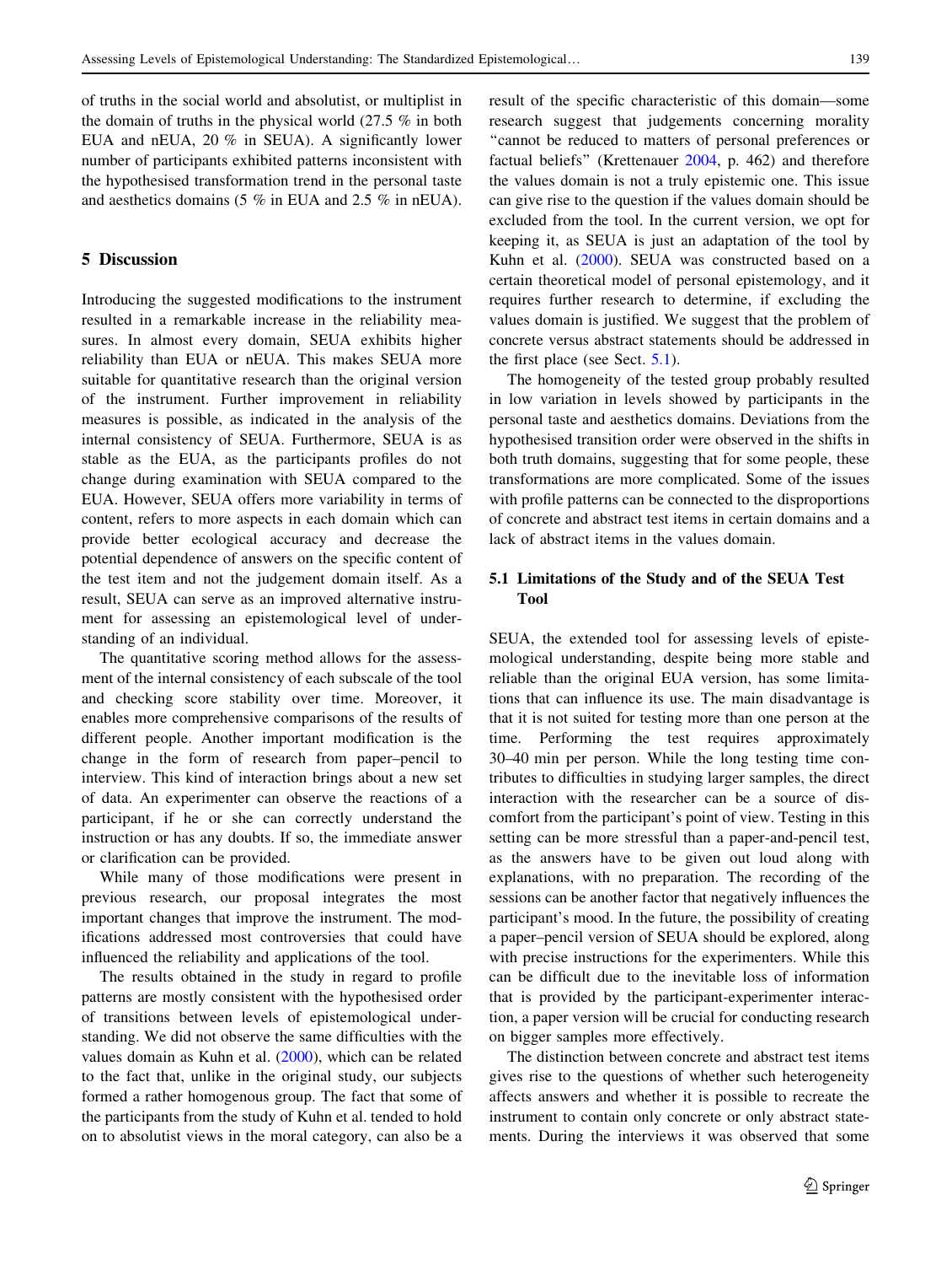of truths in the social world and absolutist, or multiplist in the domain of truths in the physical world (27.5 % in both EUA and nEUA, 20 % in SEUA). A significantly lower number of participants exhibited patterns inconsistent with the hypothesised transformation trend in the personal taste and aesthetics domains (5 % in EUA and 2.5 % in nEUA).

## 5 Discussion

Introducing the suggested modifications to the instrument resulted in a remarkable increase in the reliability measures. In almost every domain, SEUA exhibits higher reliability than EUA or nEUA. This makes SEUA more suitable for quantitative research than the original version of the instrument. Further improvement in reliability measures is possible, as indicated in the analysis of the internal consistency of SEUA. Furthermore, SEUA is as stable as the EUA, as the participants profiles do not change during examination with SEUA compared to the EUA. However, SEUA offers more variability in terms of content, refers to more aspects in each domain which can provide better ecological accuracy and decrease the potential dependence of answers on the specific content of the test item and not the judgement domain itself. As a result, SEUA can serve as an improved alternative instrument for assessing an epistemological level of understanding of an individual.

The quantitative scoring method allows for the assessment of the internal consistency of each subscale of the tool and checking score stability over time. Moreover, it enables more comprehensive comparisons of the results of different people. Another important modification is the change in the form of research from paper–pencil to interview. This kind of interaction brings about a new set of data. An experimenter can observe the reactions of a participant, if he or she can correctly understand the instruction or has any doubts. If so, the immediate answer or clarification can be provided.

While many of those modifications were present in previous research, our proposal integrates the most important changes that improve the instrument. The modifications addressed most controversies that could have influenced the reliability and applications of the tool.

The results obtained in the study in regard to profile patterns are mostly consistent with the hypothesised order of transitions between levels of epistemological understanding. We did not observe the same difficulties with the values domain as Kuhn et al. (2000), which can be related to the fact that, unlike in the original study, our subjects formed a rather homogenous group. The fact that some of the participants from the study of Kuhn et al. tended to hold on to absolutist views in the moral category, can also be a result of the specific characteristic of this domain—some research suggest that judgements concerning morality "cannot be reduced to matters of personal preferences or factual beliefs" (Krettenauer 2004, p. 462) and therefore the values domain is not a truly epistemic one. This issue can give rise to the question if the values domain should be excluded from the tool. In the current version, we opt for keeping it, as SEUA is just an adaptation of the tool by Kuhn et al. (2000). SEUA was constructed based on a certain theoretical model of personal epistemology, and it requires further research to determine, if excluding the values domain is justified. We suggest that the problem of concrete versus abstract statements should be addressed in the first place (see Sect. 5.1).

The homogeneity of the tested group probably resulted in low variation in levels showed by participants in the personal taste and aesthetics domains. Deviations from the hypothesised transition order were observed in the shifts in both truth domains, suggesting that for some people, these transformations are more complicated. Some of the issues with profile patterns can be connected to the disproportions of concrete and abstract test items in certain domains and a lack of abstract items in the values domain.

### 5.1 Limitations of the Study and of the SEUA Test Tool

SEUA, the extended tool for assessing levels of epistemological understanding, despite being more stable and reliable than the original EUA version, has some limitations that can influence its use. The main disadvantage is that it is not suited for testing more than one person at the time. Performing the test requires approximately 30–40 min per person. While the long testing time contributes to difficulties in studying larger samples, the direct interaction with the researcher can be a source of discomfort from the participant's point of view. Testing in this setting can be more stressful than a paper-and-pencil test, as the answers have to be given out loud along with explanations, with no preparation. The recording of the sessions can be another factor that negatively influences the participant's mood. In the future, the possibility of creating a paper–pencil version of SEUA should be explored, along with precise instructions for the experimenters. While this can be difficult due to the inevitable loss of information that is provided by the participant-experimenter interaction, a paper version will be crucial for conducting research on bigger samples more effectively.

The distinction between concrete and abstract test items gives rise to the questions of whether such heterogeneity affects answers and whether it is possible to recreate the instrument to contain only concrete or only abstract statements. During the interviews it was observed that some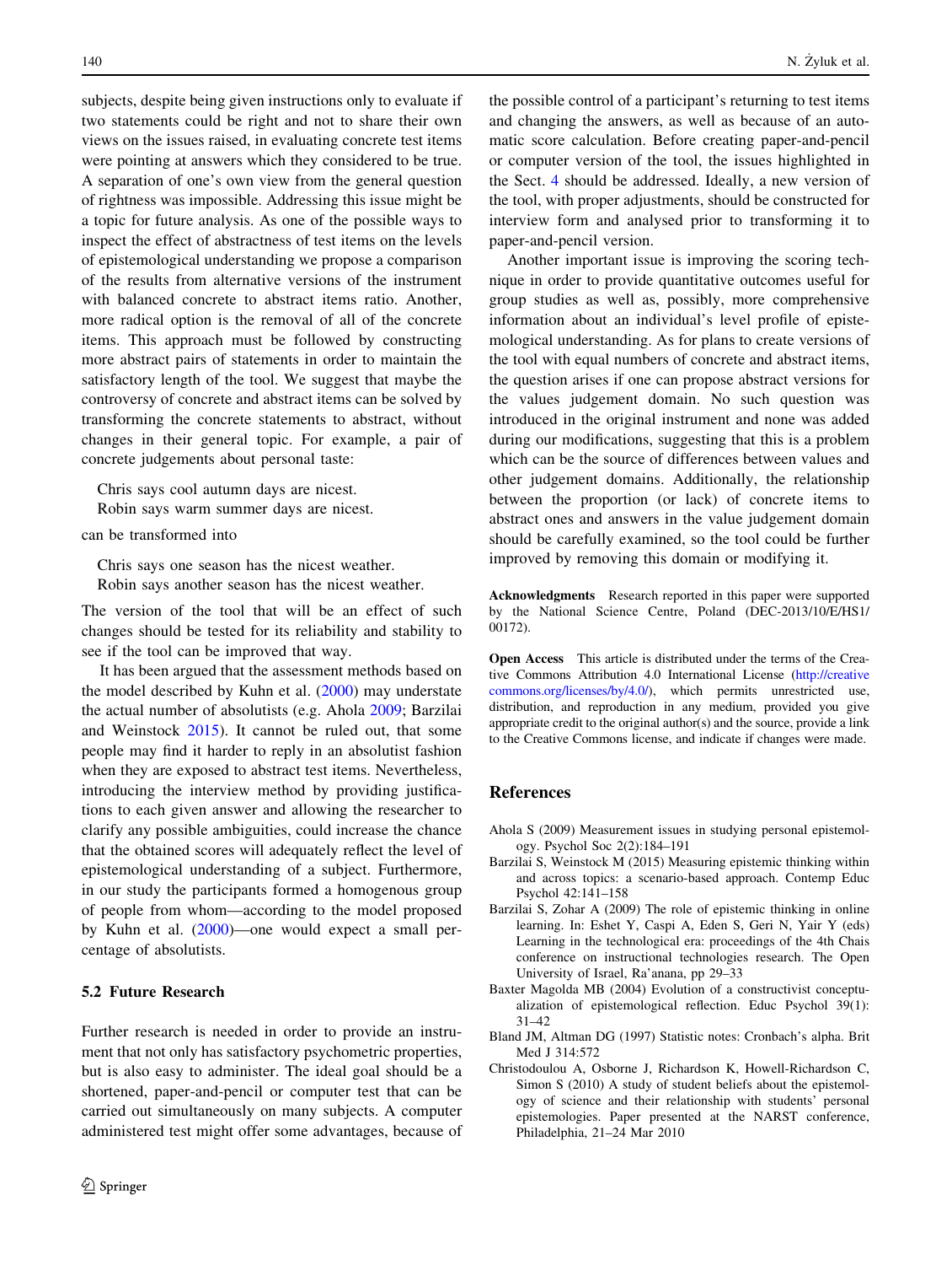subjects, despite being given instructions only to evaluate if two statements could be right and not to share their own views on the issues raised, in evaluating concrete test items were pointing at answers which they considered to be true. A separation of one's own view from the general question of rightness was impossible. Addressing this issue might be a topic for future analysis. As one of the possible ways to inspect the effect of abstractness of test items on the levels of epistemological understanding we propose a comparison of the results from alternative versions of the instrument with balanced concrete to abstract items ratio. Another, more radical option is the removal of all of the concrete items. This approach must be followed by constructing more abstract pairs of statements in order to maintain the satisfactory length of the tool. We suggest that maybe the controversy of concrete and abstract items can be solved by transforming the concrete statements to abstract, without changes in their general topic. For example, a pair of concrete judgements about personal taste:

> Chris says cool autumn days are nicest.
> Robin says warm summer days are nicest.

can be transformed into

> Chris says one season has the nicest weather.
> Robin says another season has the nicest weather.

The version of the tool that will be an effect of such changes should be tested for its reliability and stability to see if the tool can be improved that way.

It has been argued that the assessment methods based on the model described by Kuhn et al. (2000) may understate the actual number of absolutists (e.g. Ahola 2009; Barzilai and Weinstock 2015). It cannot be ruled out, that some people may find it harder to reply in an absolutist fashion when they are exposed to abstract test items. Nevertheless, introducing the interview method by providing justifications to each given answer and allowing the researcher to clarify any possible ambiguities, could increase the chance that the obtained scores will adequately reflect the level of epistemological understanding of a subject. Furthermore, in our study the participants formed a homogenous group of people from whom—according to the model proposed by Kuhn et al. (2000)—one would expect a small percentage of absolutists.

### 5.2 Future Research

Further research is needed in order to provide an instrument that not only has satisfactory psychometric properties, but is also easy to administer. The ideal goal should be a shortened, paper-and-pencil or computer test that can be carried out simultaneously on many subjects. A computer administered test might offer some advantages, because of the possible control of a participant's returning to test items and changing the answers, as well as because of an automatic score calculation. Before creating paper-and-pencil or computer version of the tool, the issues highlighted in the Sect. 4 should be addressed. Ideally, a new version of the tool, with proper adjustments, should be constructed for interview form and analysed prior to transforming it to paper-and-pencil version.

Another important issue is improving the scoring technique in order to provide quantitative outcomes useful for group studies as well as, possibly, more comprehensive information about an individual's level profile of epistemological understanding. As for plans to create versions of the tool with equal numbers of concrete and abstract items, the question arises if one can propose abstract versions for the values judgement domain. No such question was introduced in the original instrument and none was added during our modifications, suggesting that this is a problem which can be the source of differences between values and other judgement domains. Additionally, the relationship between the proportion (or lack) of concrete items to abstract ones and answers in the value judgement domain should be carefully examined, so the tool could be further improved by removing this domain or modifying it.

**Acknowledgments** Research reported in this paper were supported by the National Science Centre, Poland (DEC-2013/10/E/HS1/00172).

**Open Access** This article is distributed under the terms of the Creative Commons Attribution 4.0 International License (http://creativecommons.org/licenses/by/4.0/), which permits unrestricted use, distribution, and reproduction in any medium, provided you give appropriate credit to the original author(s) and the source, provide a link to the Creative Commons license, and indicate if changes were made.

## References

Ahola S (2009) Measurement issues in studying personal epistemology. Psychol Soc 2(2):184–191

Barzilai S, Weinstock M (2015) Measuring epistemic thinking within and across topics: a scenario-based approach. Contemp Educ Psychol 42:141–158

Barzilai S, Zohar A (2009) The role of epistemic thinking in online learning. In: Eshet Y, Caspi A, Eden S, Geri N, Yair Y (eds) Learning in the technological era: proceedings of the 4th Chais conference on instructional technologies research. The Open University of Israel, Ra'anana, pp 29–33

Baxter Magolda MB (2004) Evolution of a constructivist conceptualization of epistemological reflection. Educ Psychol 39(1): 31–42

Bland JM, Altman DG (1997) Statistic notes: Cronbach's alpha. Brit Med J 314:572

Christodoulou A, Osborne J, Richardson K, Howell-Richardson C, Simon S (2010) A study of student beliefs about the epistemology of science and their relationship with students' personal epistemologies. Paper presented at the NARST conference, Philadelphia, 21–24 Mar 2010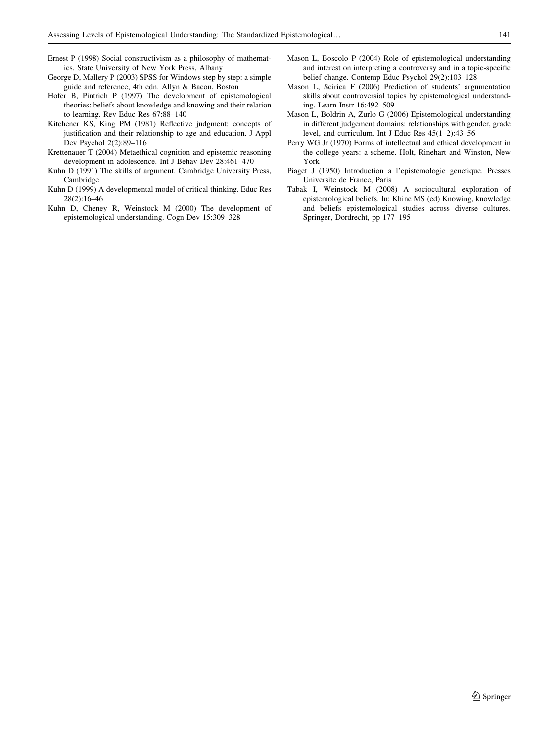Ernest P (1998) Social constructivism as a philosophy of mathematics. State University of New York Press, Albany

George D, Mallery P (2003) SPSS for Windows step by step: a simple guide and reference, 4th edn. Allyn & Bacon, Boston

Hofer B, Pintrich P (1997) The development of epistemological theories: beliefs about knowledge and knowing and their relation to learning. Rev Educ Res 67:88–140

Kitchener KS, King PM (1981) Reflective judgment: concepts of justification and their relationship to age and education. J Appl Dev Psychol 2(2):89–116

Krettenauer T (2004) Metaethical cognition and epistemic reasoning development in adolescence. Int J Behav Dev 28:461–470

Kuhn D (1991) The skills of argument. Cambridge University Press, Cambridge

Kuhn D (1999) A developmental model of critical thinking. Educ Res 28(2):16–46

Kuhn D, Cheney R, Weinstock M (2000) The development of epistemological understanding. Cogn Dev 15:309–328

Mason L, Boscolo P (2004) Role of epistemological understanding and interest on interpreting a controversy and in a topic-specific belief change. Contemp Educ Psychol 29(2):103–128

Mason L, Scirica F (2006) Prediction of students' argumentation skills about controversial topics by epistemological understanding. Learn Instr 16:492–509

Mason L, Boldrin A, Zurlo G (2006) Epistemological understanding in different judgement domains: relationships with gender, grade level, and curriculum. Int J Educ Res 45(1–2):43–56

Perry WG Jr (1970) Forms of intellectual and ethical development in the college years: a scheme. Holt, Rinehart and Winston, New York

Piaget J (1950) Introduction a l'epistemologie genetique. Presses Universite de France, Paris

Tabak I, Weinstock M (2008) A sociocultural exploration of epistemological beliefs. In: Khine MS (ed) Knowing, knowledge and beliefs epistemological studies across diverse cultures. Springer, Dordrecht, pp 177–195